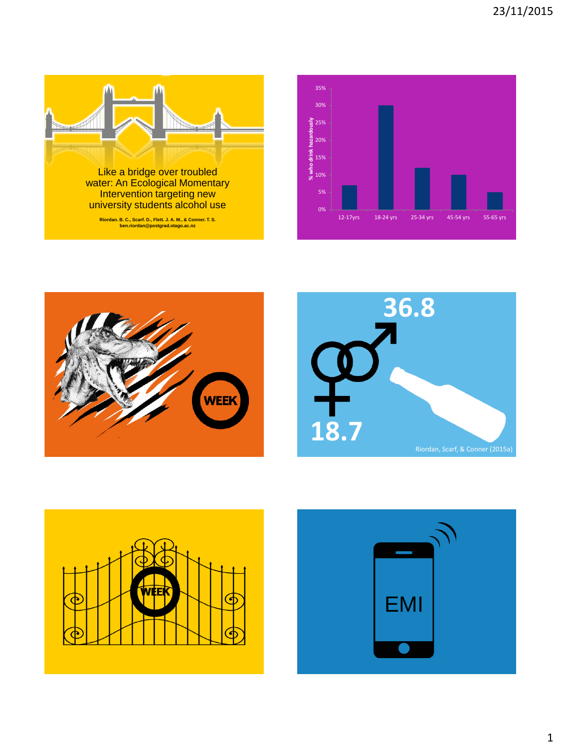Like a bridge over troubled water: An Ecological Momentary Intervention targeting new university students alcohol use

**Riordan. B. C., Scarf. D., Flett. J. A. M., & Conner. T. S.**
**ben.riordan@postgrad.otago.ac.nz**

| Age group | % who drink hazardously |
|---|---|
| 12-17yrs | 7% |
| 18-24 yrs | 30% |
| 25-34 yrs | 12% |
| 45-54 yrs | 10% |
| 55-65 yrs | 5% |

WEEK

36.8

18.7

Riordan, Scarf, & Conner (2015a)

WEEK

EMI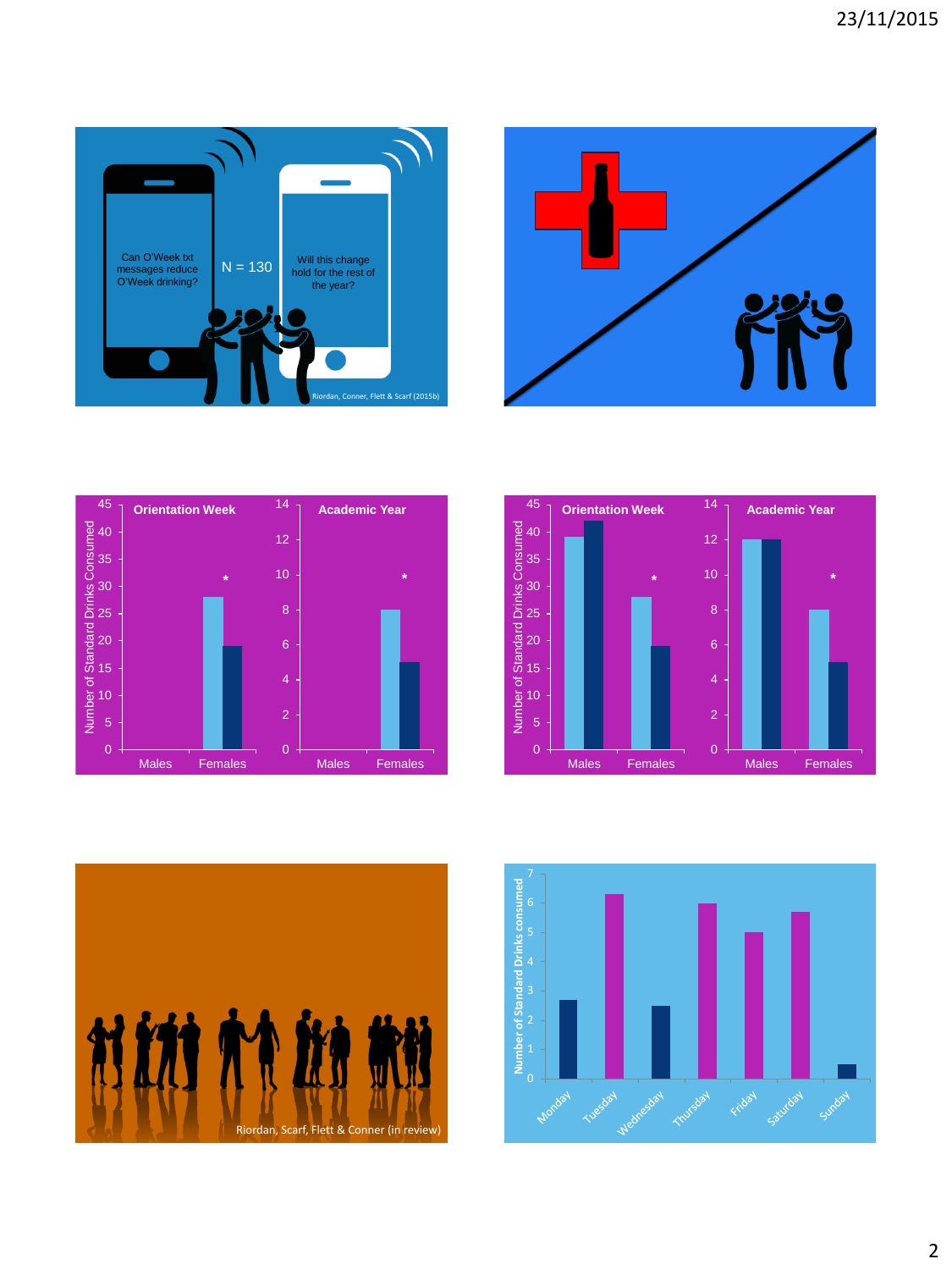Can O'Week txt messages reduce O'Week drinking?

N = 130

Will this change hold for the rest of the year?

Riordan, Conner, Flett & Scarf (2015b)

**Orientation Week** / **Academic Year**

Number of Standard Drinks Consumed

| | Orientation Week | | Academic Year | |
|---|---|---|---|---|
| | Light bar | Dark bar | Light bar | Dark bar |
| Females | 28 | 19 | 8 | 5 |

*

**Orientation Week** / **Academic Year**

Number of Standard Drinks Consumed

| | Orientation Week | | Academic Year | |
|---|---|---|---|---|
| | Light bar | Dark bar | Light bar | Dark bar |
| Males | 39 | 42 | 12 | 12 |
| Females | 28 | 19 | 8 | 5 |

*

Riordan, Scarf, Flett & Conner (in review)

Number of Standard Drinks consumed

| Day | Number of Standard Drinks consumed |
|---|---|
| Monday | 2.7 |
| Tuesday | 6.3 |
| Wednesday | 2.5 |
| Thursday | 6 |
| Friday | 5 |
| Saturday | 5.7 |
| Sunday | 0.5 |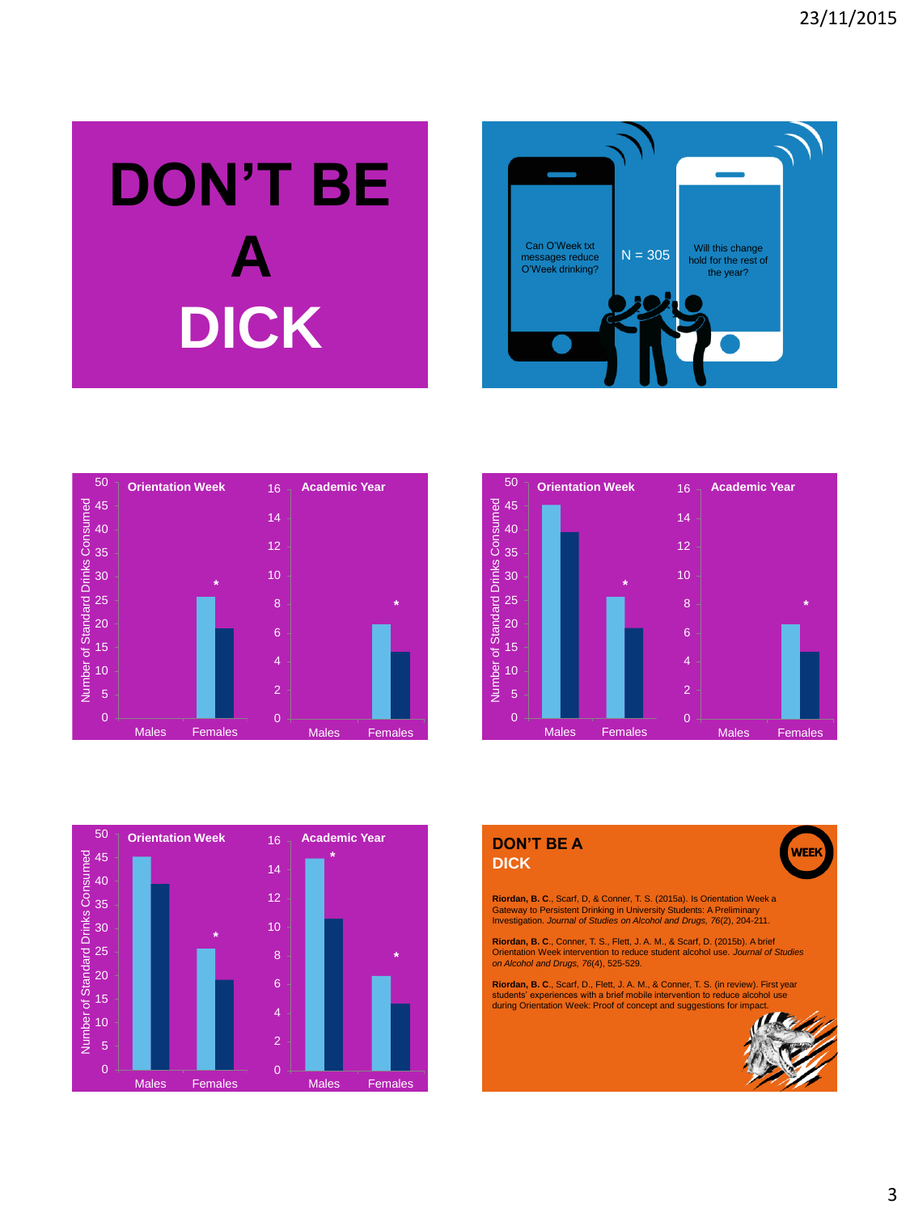# DON'T BE A DICK

Can O'Week txt messages reduce O'Week drinking?

N = 305

Will this change hold for the rest of the year?

Number of Standard Drinks Consumed

Orientation Week

50
45
40
35
30
25
20
15
10
5
0

*

Males Females

Academic Year

16
14
12
10
8
6
4
2
0

*

Males Females

Number of Standard Drinks Consumed

Orientation Week

50
45
40
35
30
25
20
15
10
5
0

*

Males Females

Academic Year

16
14
12
10
8
6
4
2
0

*

Males Females

Number of Standard Drinks Consumed

Orientation Week

50
45
40
35
30
25
20
15
10
5
0

*

Males Females

Academic Year

16
14
12
10
8
6
4
2
0

*

*

Males Females

## DON'T BE A DICK

WEEK

**Riordan, B. C.**, Scarf, D, & Conner, T. S. (2015a). Is Orientation Week a Gateway to Persistent Drinking in University Students: A Preliminary Investigation. *Journal of Studies on Alcohol and Drugs, 76*(2), 204-211.

**Riordan, B. C.**, Conner, T. S., Flett, J. A. M., & Scarf, D. (2015b). A brief Orientation Week intervention to reduce student alcohol use. *Journal of Studies on Alcohol and Drugs, 76*(4), 525-529.

**Riordan, B. C.**, Scarf, D., Flett, J. A. M., & Conner, T. S. (in review). First year students' experiences with a brief mobile intervention to reduce alcohol use during Orientation Week: Proof of concept and suggestions for impact.